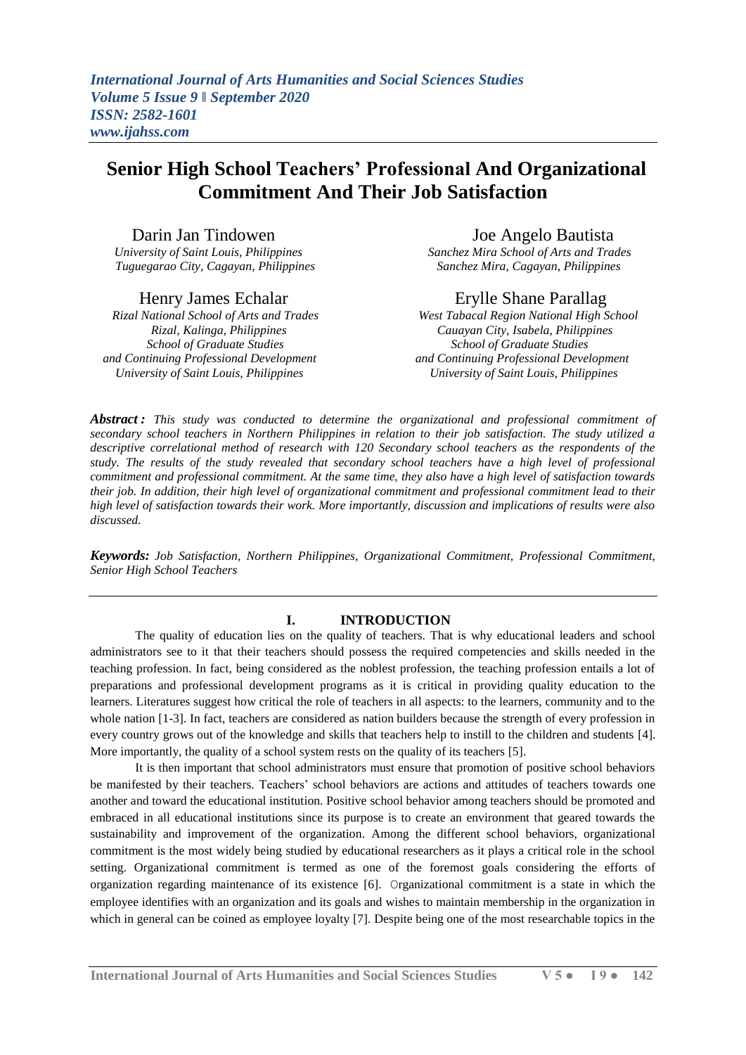# Senior High School Teachers' Professional And Organizational Commitment And Their Job Satisfaction

Darin Jan Tindowen
*University of Saint Louis, Philippines*
*Tuguegarao City, Cagayan, Philippines*

Joe Angelo Bautista
*Sanchez Mira School of Arts and Trades*
*Sanchez Mira, Cagayan, Philippines*

Henry James Echalar
*Rizal National School of Arts and Trades*
*Rizal, Kalinga, Philippines*
*School of Graduate Studies*
*and Continuing Professional Development*
*University of Saint Louis, Philippines*

Erylle Shane Parallag
*West Tabacal Region National High School*
*Cauayan City, Isabela, Philippines*
*School of Graduate Studies*
*and Continuing Professional Development*
*University of Saint Louis, Philippines*

***Abstract :*** *This study was conducted to determine the organizational and professional commitment of secondary school teachers in Northern Philippines in relation to their job satisfaction. The study utilized a descriptive correlational method of research with 120 Secondary school teachers as the respondents of the study. The results of the study revealed that secondary school teachers have a high level of professional commitment and professional commitment. At the same time, they also have a high level of satisfaction towards their job. In addition, their high level of organizational commitment and professional commitment lead to their high level of satisfaction towards their work. More importantly, discussion and implications of results were also discussed.*

***Keywords:*** *Job Satisfaction, Northern Philippines, Organizational Commitment, Professional Commitment, Senior High School Teachers*

## I. INTRODUCTION

The quality of education lies on the quality of teachers. That is why educational leaders and school administrators see to it that their teachers should possess the required competencies and skills needed in the teaching profession. In fact, being considered as the noblest profession, the teaching profession entails a lot of preparations and professional development programs as it is critical in providing quality education to the learners. Literatures suggest how critical the role of teachers in all aspects: to the learners, community and to the whole nation [1-3]. In fact, teachers are considered as nation builders because the strength of every profession in every country grows out of the knowledge and skills that teachers help to instill to the children and students [4]. More importantly, the quality of a school system rests on the quality of its teachers [5].

It is then important that school administrators must ensure that promotion of positive school behaviors be manifested by their teachers. Teachers' school behaviors are actions and attitudes of teachers towards one another and toward the educational institution. Positive school behavior among teachers should be promoted and embraced in all educational institutions since its purpose is to create an environment that geared towards the sustainability and improvement of the organization. Among the different school behaviors, organizational commitment is the most widely being studied by educational researchers as it plays a critical role in the school setting. Organizational commitment is termed as one of the foremost goals considering the efforts of organization regarding maintenance of its existence [6]. Organizational commitment is a state in which the employee identifies with an organization and its goals and wishes to maintain membership in the organization in which in general can be coined as employee loyalty [7]. Despite being one of the most researchable topics in the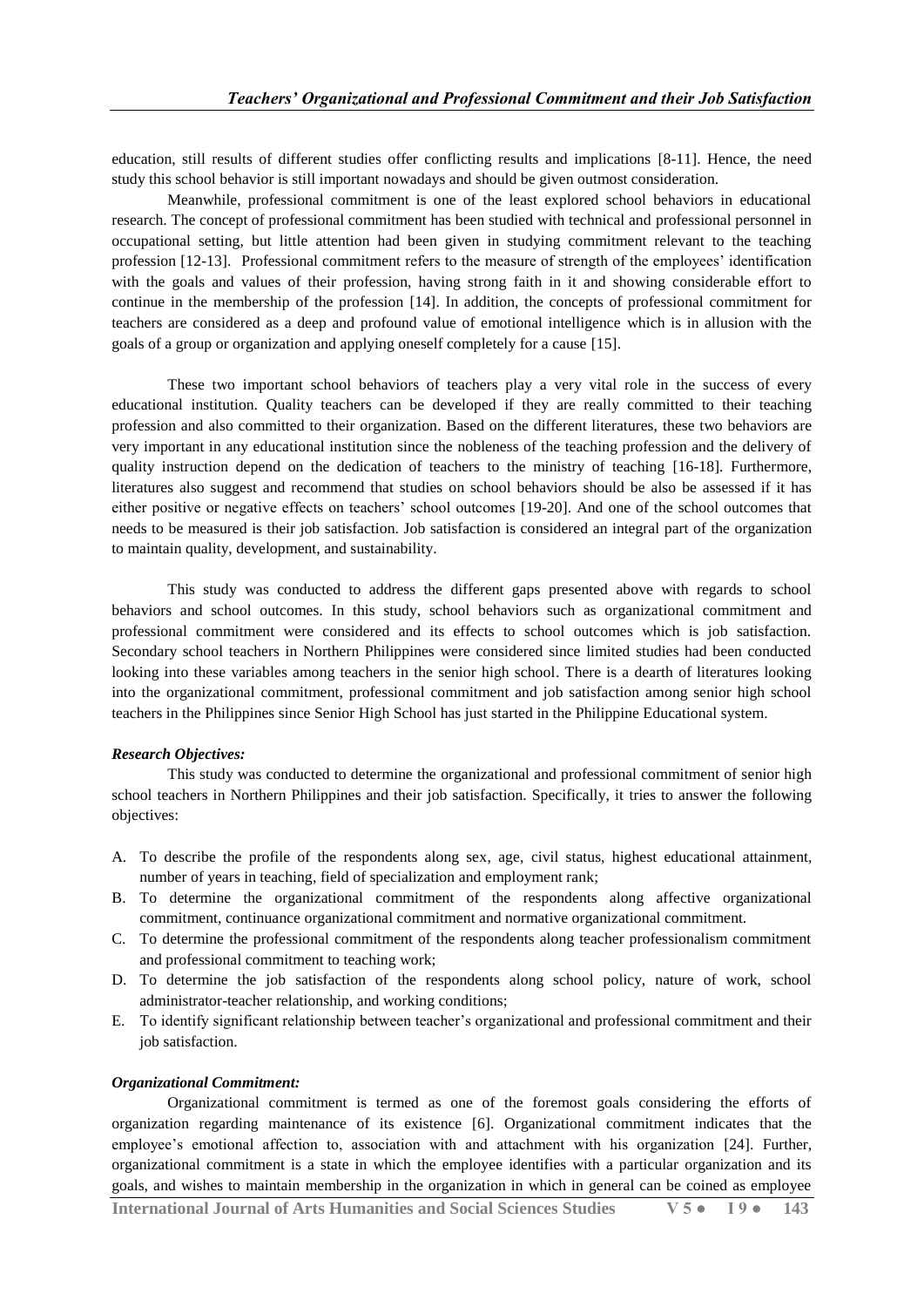education, still results of different studies offer conflicting results and implications [8-11]. Hence, the need study this school behavior is still important nowadays and should be given outmost consideration.

Meanwhile, professional commitment is one of the least explored school behaviors in educational research. The concept of professional commitment has been studied with technical and professional personnel in occupational setting, but little attention had been given in studying commitment relevant to the teaching profession [12-13]. Professional commitment refers to the measure of strength of the employees' identification with the goals and values of their profession, having strong faith in it and showing considerable effort to continue in the membership of the profession [14]. In addition, the concepts of professional commitment for teachers are considered as a deep and profound value of emotional intelligence which is in allusion with the goals of a group or organization and applying oneself completely for a cause [15].

These two important school behaviors of teachers play a very vital role in the success of every educational institution. Quality teachers can be developed if they are really committed to their teaching profession and also committed to their organization. Based on the different literatures, these two behaviors are very important in any educational institution since the nobleness of the teaching profession and the delivery of quality instruction depend on the dedication of teachers to the ministry of teaching [16-18]. Furthermore, literatures also suggest and recommend that studies on school behaviors should be also be assessed if it has either positive or negative effects on teachers' school outcomes [19-20]. And one of the school outcomes that needs to be measured is their job satisfaction. Job satisfaction is considered an integral part of the organization to maintain quality, development, and sustainability.

This study was conducted to address the different gaps presented above with regards to school behaviors and school outcomes. In this study, school behaviors such as organizational commitment and professional commitment were considered and its effects to school outcomes which is job satisfaction. Secondary school teachers in Northern Philippines were considered since limited studies had been conducted looking into these variables among teachers in the senior high school. There is a dearth of literatures looking into the organizational commitment, professional commitment and job satisfaction among senior high school teachers in the Philippines since Senior High School has just started in the Philippine Educational system.

#### *Research Objectives:*

This study was conducted to determine the organizational and professional commitment of senior high school teachers in Northern Philippines and their job satisfaction. Specifically, it tries to answer the following objectives:

A. To describe the profile of the respondents along sex, age, civil status, highest educational attainment, number of years in teaching, field of specialization and employment rank;
B. To determine the organizational commitment of the respondents along affective organizational commitment, continuance organizational commitment and normative organizational commitment.
C. To determine the professional commitment of the respondents along teacher professionalism commitment and professional commitment to teaching work;
D. To determine the job satisfaction of the respondents along school policy, nature of work, school administrator-teacher relationship, and working conditions;
E. To identify significant relationship between teacher's organizational and professional commitment and their job satisfaction.

#### *Organizational Commitment:*

Organizational commitment is termed as one of the foremost goals considering the efforts of organization regarding maintenance of its existence [6]. Organizational commitment indicates that the employee's emotional affection to, association with and attachment with his organization [24]. Further, organizational commitment is a state in which the employee identifies with a particular organization and its goals, and wishes to maintain membership in the organization in which in general can be coined as employee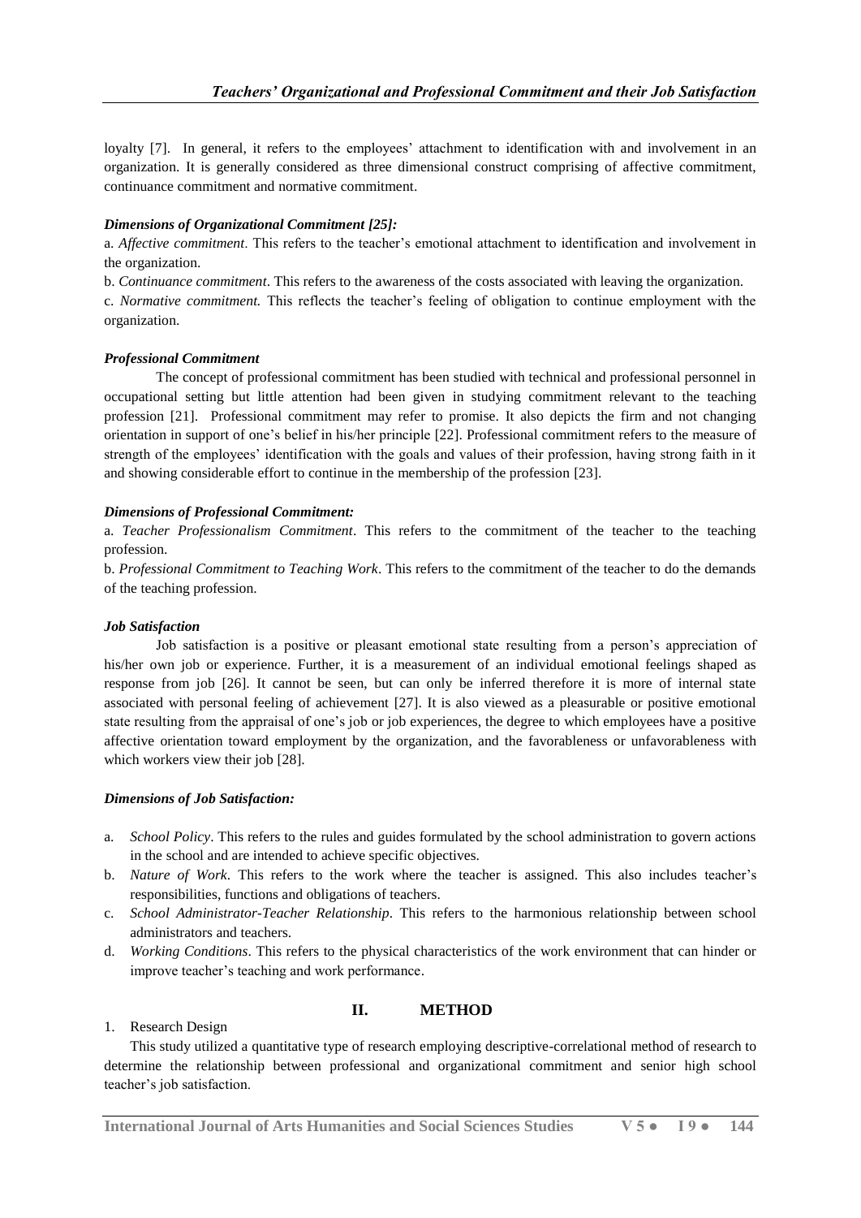loyalty [7]. In general, it refers to the employees' attachment to identification with and involvement in an organization. It is generally considered as three dimensional construct comprising of affective commitment, continuance commitment and normative commitment.

***Dimensions of Organizational Commitment [25]:***

a. *Affective commitment*. This refers to the teacher's emotional attachment to identification and involvement in the organization.

b. *Continuance commitment*. This refers to the awareness of the costs associated with leaving the organization.

c. *Normative commitment.* This reflects the teacher's feeling of obligation to continue employment with the organization.

***Professional Commitment***

The concept of professional commitment has been studied with technical and professional personnel in occupational setting but little attention had been given in studying commitment relevant to the teaching profession [21]. Professional commitment may refer to promise. It also depicts the firm and not changing orientation in support of one's belief in his/her principle [22]. Professional commitment refers to the measure of strength of the employees' identification with the goals and values of their profession, having strong faith in it and showing considerable effort to continue in the membership of the profession [23].

***Dimensions of Professional Commitment:***

a. *Teacher Professionalism Commitment*. This refers to the commitment of the teacher to the teaching profession.

b. *Professional Commitment to Teaching Work*. This refers to the commitment of the teacher to do the demands of the teaching profession.

***Job Satisfaction***

Job satisfaction is a positive or pleasant emotional state resulting from a person's appreciation of his/her own job or experience. Further, it is a measurement of an individual emotional feelings shaped as response from job [26]. It cannot be seen, but can only be inferred therefore it is more of internal state associated with personal feeling of achievement [27]. It is also viewed as a pleasurable or positive emotional state resulting from the appraisal of one's job or job experiences, the degree to which employees have a positive affective orientation toward employment by the organization, and the favorableness or unfavorableness with which workers view their job [28].

***Dimensions of Job Satisfaction:***

a. *School Policy*. This refers to the rules and guides formulated by the school administration to govern actions in the school and are intended to achieve specific objectives.
b. *Nature of Work*. This refers to the work where the teacher is assigned. This also includes teacher's responsibilities, functions and obligations of teachers.
c. *School Administrator-Teacher Relationship*. This refers to the harmonious relationship between school administrators and teachers.
d. *Working Conditions*. This refers to the physical characteristics of the work environment that can hinder or improve teacher's teaching and work performance.

## II. METHOD

1. Research Design

This study utilized a quantitative type of research employing descriptive-correlational method of research to determine the relationship between professional and organizational commitment and senior high school teacher's job satisfaction.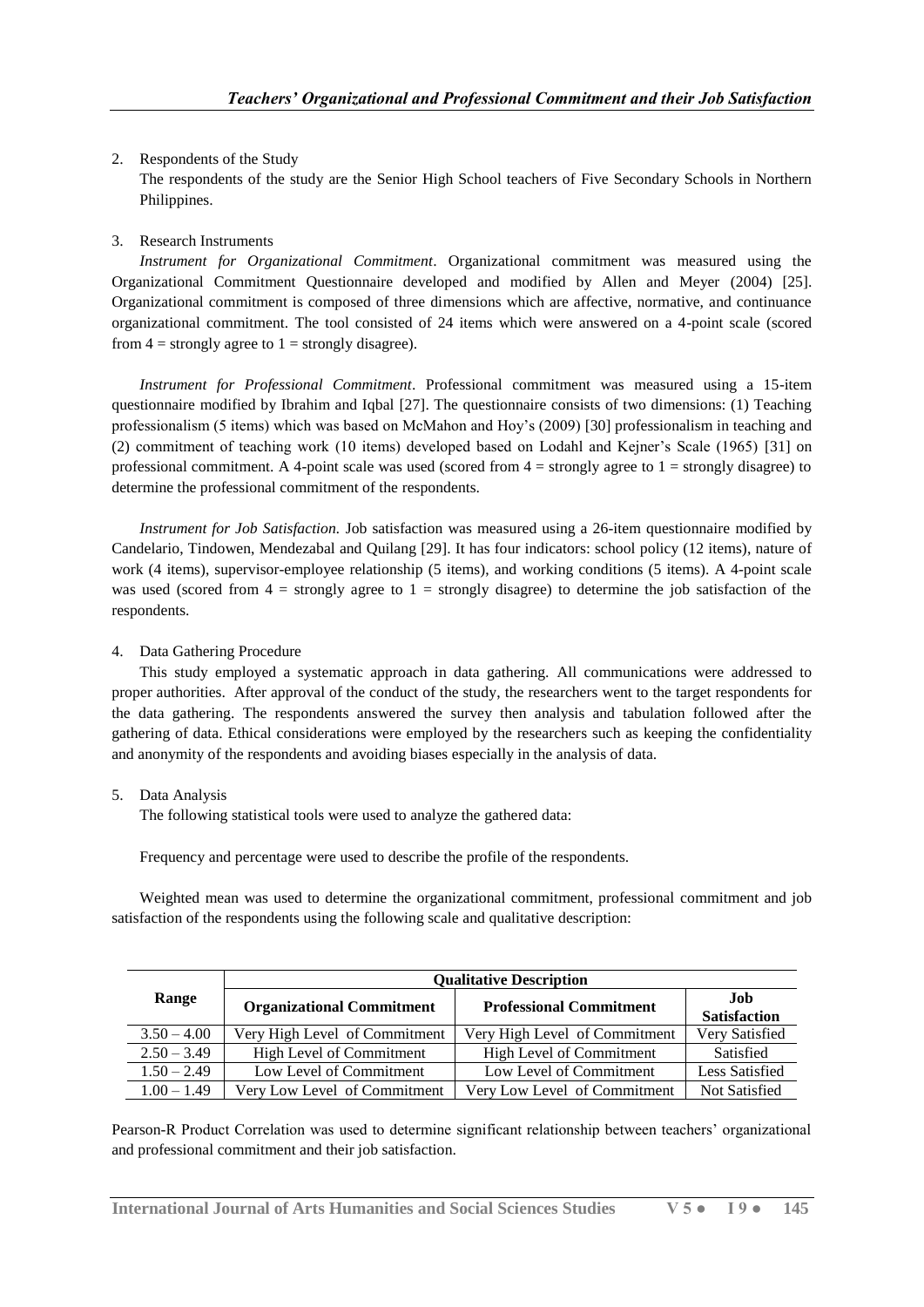2. Respondents of the Study

   The respondents of the study are the Senior High School teachers of Five Secondary Schools in Northern Philippines.

3. Research Instruments

   *Instrument for Organizational Commitment*. Organizational commitment was measured using the Organizational Commitment Questionnaire developed and modified by Allen and Meyer (2004) [25]. Organizational commitment is composed of three dimensions which are affective, normative, and continuance organizational commitment. The tool consisted of 24 items which were answered on a 4-point scale (scored from 4 = strongly agree to 1 = strongly disagree).

   *Instrument for Professional Commitment*. Professional commitment was measured using a 15-item questionnaire modified by Ibrahim and Iqbal [27]. The questionnaire consists of two dimensions: (1) Teaching professionalism (5 items) which was based on McMahon and Hoy's (2009) [30] professionalism in teaching and (2) commitment of teaching work (10 items) developed based on Lodahl and Kejner's Scale (1965) [31] on professional commitment. A 4-point scale was used (scored from 4 = strongly agree to 1 = strongly disagree) to determine the professional commitment of the respondents.

   *Instrument for Job Satisfaction.* Job satisfaction was measured using a 26-item questionnaire modified by Candelario, Tindowen, Mendezabal and Quilang [29]. It has four indicators: school policy (12 items), nature of work (4 items), supervisor-employee relationship (5 items), and working conditions (5 items). A 4-point scale was used (scored from 4 = strongly agree to 1 = strongly disagree) to determine the job satisfaction of the respondents.

4. Data Gathering Procedure

   This study employed a systematic approach in data gathering. All communications were addressed to proper authorities. After approval of the conduct of the study, the researchers went to the target respondents for the data gathering. The respondents answered the survey then analysis and tabulation followed after the gathering of data. Ethical considerations were employed by the researchers such as keeping the confidentiality and anonymity of the respondents and avoiding biases especially in the analysis of data.

5. Data Analysis

   The following statistical tools were used to analyze the gathered data:

   Frequency and percentage were used to describe the profile of the respondents.

   Weighted mean was used to determine the organizational commitment, professional commitment and job satisfaction of the respondents using the following scale and qualitative description:

| Range | Qualitative Description | | |
|---|---|---|---|
| | **Organizational Commitment** | **Professional Commitment** | **Job Satisfaction** |
| 3.50 – 4.00 | Very High Level of Commitment | Very High Level of Commitment | Very Satisfied |
| 2.50 – 3.49 | High Level of Commitment | High Level of Commitment | Satisfied |
| 1.50 – 2.49 | Low Level of Commitment | Low Level of Commitment | Less Satisfied |
| 1.00 – 1.49 | Very Low Level of Commitment | Very Low Level of Commitment | Not Satisfied |

Pearson-R Product Correlation was used to determine significant relationship between teachers' organizational and professional commitment and their job satisfaction.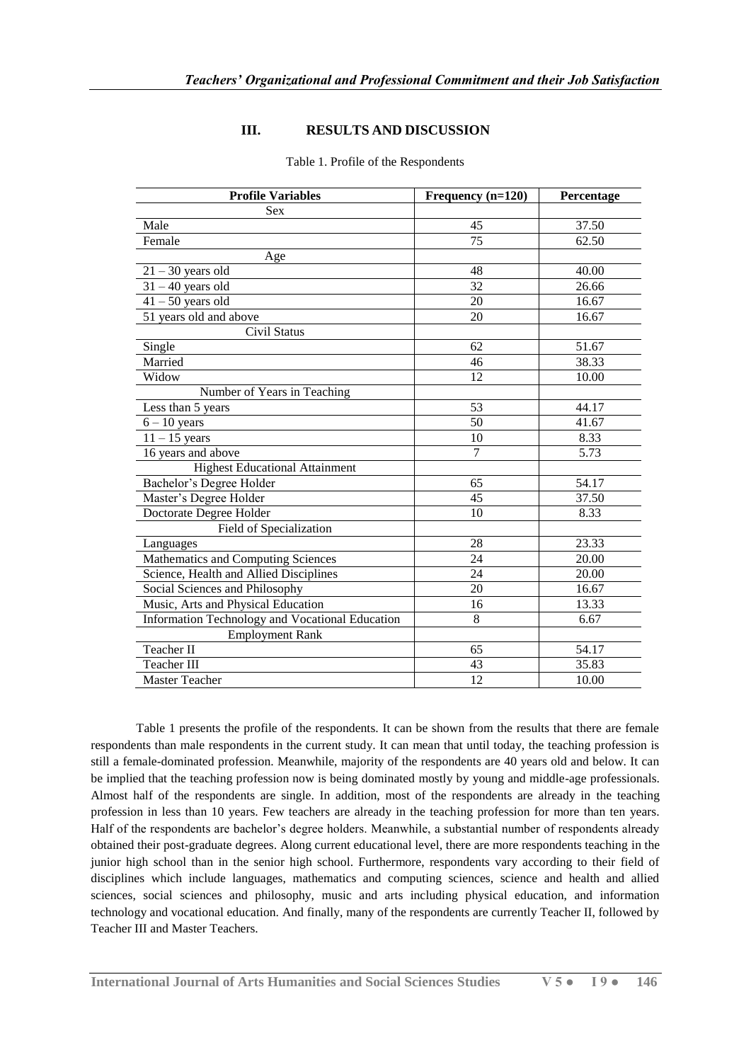## III. RESULTS AND DISCUSSION

Table 1. Profile of the Respondents

| Profile Variables | Frequency (n=120) | Percentage |
|---|---|---|
| Sex | | |
| Male | 45 | 37.50 |
| Female | 75 | 62.50 |
| Age | | |
| 21 – 30 years old | 48 | 40.00 |
| 31 – 40 years old | 32 | 26.66 |
| 41 – 50 years old | 20 | 16.67 |
| 51 years old and above | 20 | 16.67 |
| Civil Status | | |
| Single | 62 | 51.67 |
| Married | 46 | 38.33 |
| Widow | 12 | 10.00 |
| Number of Years in Teaching | | |
| Less than 5 years | 53 | 44.17 |
| 6 – 10 years | 50 | 41.67 |
| 11 – 15 years | 10 | 8.33 |
| 16 years and above | 7 | 5.73 |
| Highest Educational Attainment | | |
| Bachelor's Degree Holder | 65 | 54.17 |
| Master's Degree Holder | 45 | 37.50 |
| Doctorate Degree Holder | 10 | 8.33 |
| Field of Specialization | | |
| Languages | 28 | 23.33 |
| Mathematics and Computing Sciences | 24 | 20.00 |
| Science, Health and Allied Disciplines | 24 | 20.00 |
| Social Sciences and Philosophy | 20 | 16.67 |
| Music, Arts and Physical Education | 16 | 13.33 |
| Information Technology and Vocational Education | 8 | 6.67 |
| Employment Rank | | |
| Teacher II | 65 | 54.17 |
| Teacher III | 43 | 35.83 |
| Master Teacher | 12 | 10.00 |

Table 1 presents the profile of the respondents. It can be shown from the results that there are female respondents than male respondents in the current study. It can mean that until today, the teaching profession is still a female-dominated profession. Meanwhile, majority of the respondents are 40 years old and below. It can be implied that the teaching profession now is being dominated mostly by young and middle-age professionals. Almost half of the respondents are single. In addition, most of the respondents are already in the teaching profession in less than 10 years. Few teachers are already in the teaching profession for more than ten years. Half of the respondents are bachelor's degree holders. Meanwhile, a substantial number of respondents already obtained their post-graduate degrees. Along current educational level, there are more respondents teaching in the junior high school than in the senior high school. Furthermore, respondents vary according to their field of disciplines which include languages, mathematics and computing sciences, science and health and allied sciences, social sciences and philosophy, music and arts including physical education, and information technology and vocational education. And finally, many of the respondents are currently Teacher II, followed by Teacher III and Master Teachers.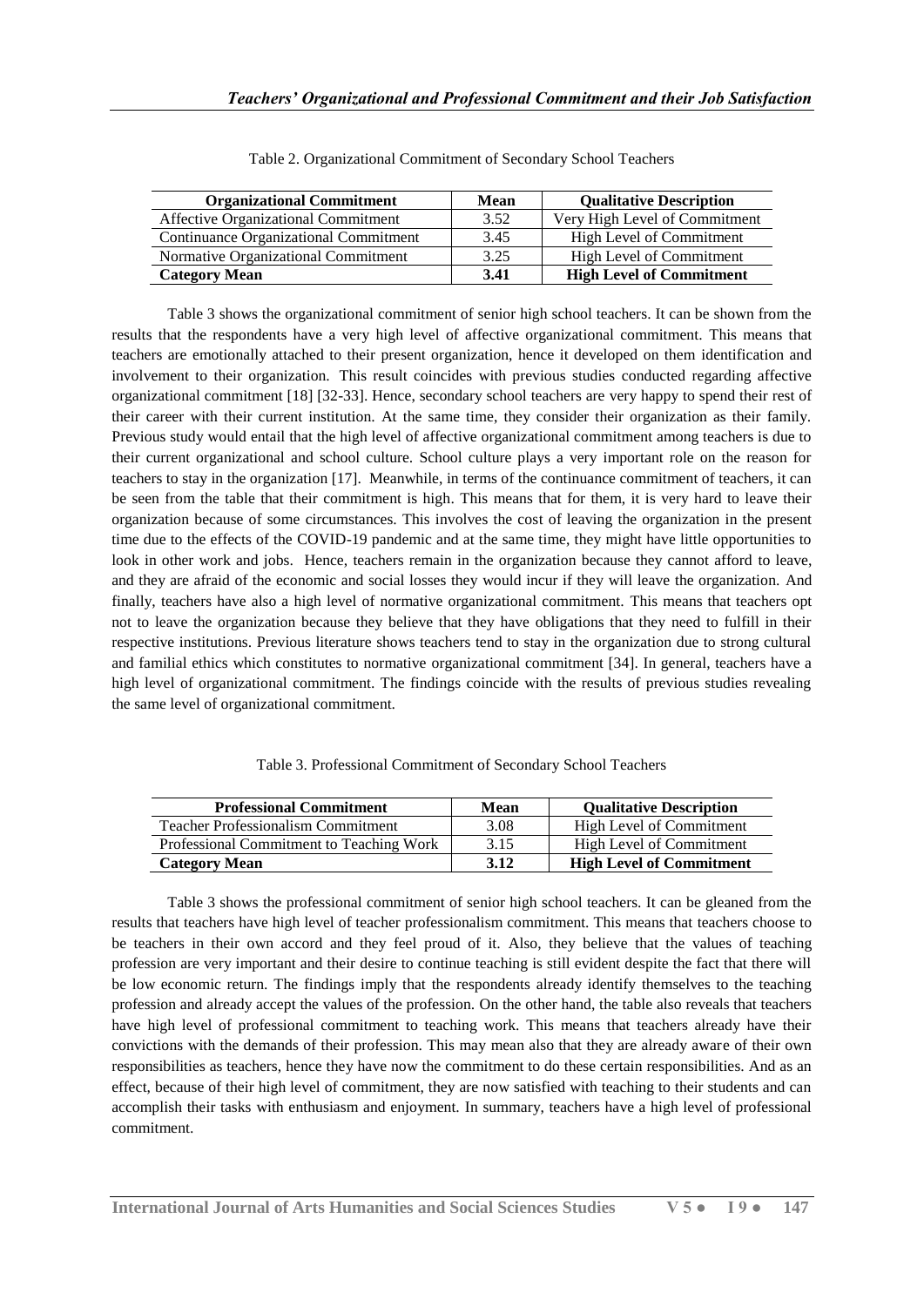Table 2. Organizational Commitment of Secondary School Teachers

| Organizational Commitment | Mean | Qualitative Description |
|---|---|---|
| Affective Organizational Commitment | 3.52 | Very High Level of Commitment |
| Continuance Organizational Commitment | 3.45 | High Level of Commitment |
| Normative Organizational Commitment | 3.25 | High Level of Commitment |
| **Category Mean** | **3.41** | **High Level of Commitment** |

Table 3 shows the organizational commitment of senior high school teachers. It can be shown from the results that the respondents have a very high level of affective organizational commitment. This means that teachers are emotionally attached to their present organization, hence it developed on them identification and involvement to their organization. This result coincides with previous studies conducted regarding affective organizational commitment [18] [32-33]. Hence, secondary school teachers are very happy to spend their rest of their career with their current institution. At the same time, they consider their organization as their family. Previous study would entail that the high level of affective organizational commitment among teachers is due to their current organizational and school culture. School culture plays a very important role on the reason for teachers to stay in the organization [17]. Meanwhile, in terms of the continuance commitment of teachers, it can be seen from the table that their commitment is high. This means that for them, it is very hard to leave their organization because of some circumstances. This involves the cost of leaving the organization in the present time due to the effects of the COVID-19 pandemic and at the same time, they might have little opportunities to look in other work and jobs. Hence, teachers remain in the organization because they cannot afford to leave, and they are afraid of the economic and social losses they would incur if they will leave the organization. And finally, teachers have also a high level of normative organizational commitment. This means that teachers opt not to leave the organization because they believe that they have obligations that they need to fulfill in their respective institutions. Previous literature shows teachers tend to stay in the organization due to strong cultural and familial ethics which constitutes to normative organizational commitment [34]. In general, teachers have a high level of organizational commitment. The findings coincide with the results of previous studies revealing the same level of organizational commitment.

Table 3. Professional Commitment of Secondary School Teachers

| Professional Commitment | Mean | Qualitative Description |
|---|---|---|
| Teacher Professionalism Commitment | 3.08 | High Level of Commitment |
| Professional Commitment to Teaching Work | 3.15 | High Level of Commitment |
| **Category Mean** | **3.12** | **High Level of Commitment** |

Table 3 shows the professional commitment of senior high school teachers. It can be gleaned from the results that teachers have high level of teacher professionalism commitment. This means that teachers choose to be teachers in their own accord and they feel proud of it. Also, they believe that the values of teaching profession are very important and their desire to continue teaching is still evident despite the fact that there will be low economic return. The findings imply that the respondents already identify themselves to the teaching profession and already accept the values of the profession. On the other hand, the table also reveals that teachers have high level of professional commitment to teaching work. This means that teachers already have their convictions with the demands of their profession. This may mean also that they are already aware of their own responsibilities as teachers, hence they have now the commitment to do these certain responsibilities. And as an effect, because of their high level of commitment, they are now satisfied with teaching to their students and can accomplish their tasks with enthusiasm and enjoyment. In summary, teachers have a high level of professional commitment.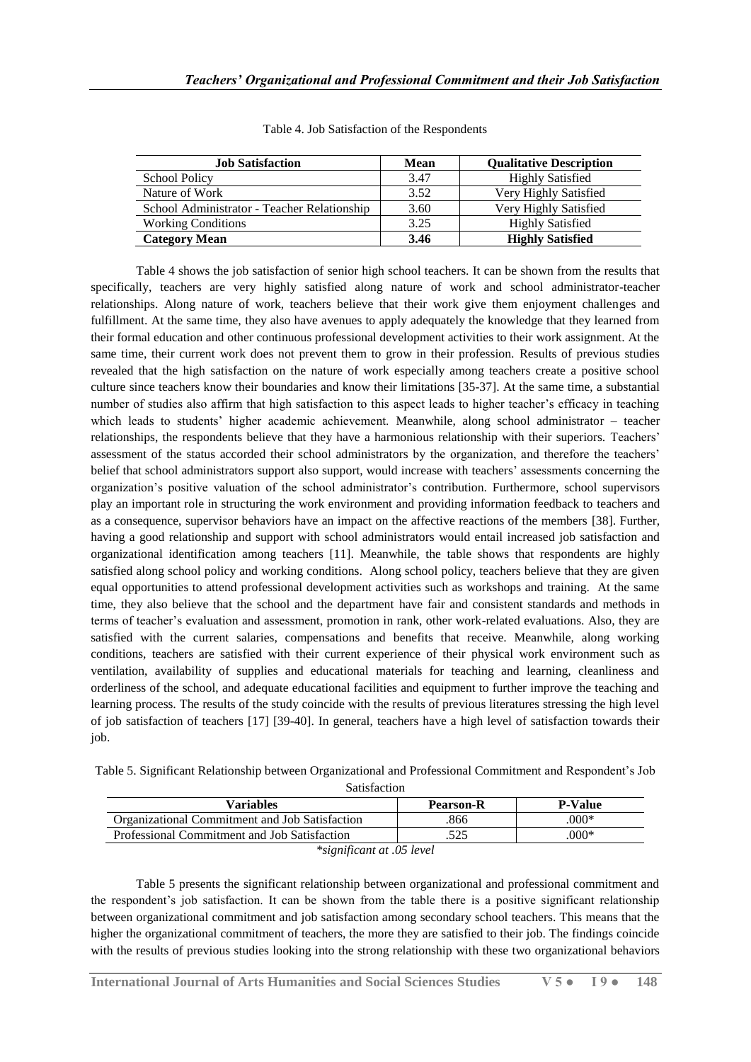Table 4. Job Satisfaction of the Respondents

| Job Satisfaction | Mean | Qualitative Description |
|---|---|---|
| School Policy | 3.47 | Highly Satisfied |
| Nature of Work | 3.52 | Very Highly Satisfied |
| School Administrator - Teacher Relationship | 3.60 | Very Highly Satisfied |
| Working Conditions | 3.25 | Highly Satisfied |
| **Category Mean** | **3.46** | **Highly Satisfied** |

Table 4 shows the job satisfaction of senior high school teachers. It can be shown from the results that specifically, teachers are very highly satisfied along nature of work and school administrator-teacher relationships. Along nature of work, teachers believe that their work give them enjoyment challenges and fulfillment. At the same time, they also have avenues to apply adequately the knowledge that they learned from their formal education and other continuous professional development activities to their work assignment. At the same time, their current work does not prevent them to grow in their profession. Results of previous studies revealed that the high satisfaction on the nature of work especially among teachers create a positive school culture since teachers know their boundaries and know their limitations [35-37]. At the same time, a substantial number of studies also affirm that high satisfaction to this aspect leads to higher teacher's efficacy in teaching which leads to students' higher academic achievement. Meanwhile, along school administrator – teacher relationships, the respondents believe that they have a harmonious relationship with their superiors. Teachers' assessment of the status accorded their school administrators by the organization, and therefore the teachers' belief that school administrators support also support, would increase with teachers' assessments concerning the organization's positive valuation of the school administrator's contribution. Furthermore, school supervisors play an important role in structuring the work environment and providing information feedback to teachers and as a consequence, supervisor behaviors have an impact on the affective reactions of the members [38]. Further, having a good relationship and support with school administrators would entail increased job satisfaction and organizational identification among teachers [11]. Meanwhile, the table shows that respondents are highly satisfied along school policy and working conditions. Along school policy, teachers believe that they are given equal opportunities to attend professional development activities such as workshops and training. At the same time, they also believe that the school and the department have fair and consistent standards and methods in terms of teacher's evaluation and assessment, promotion in rank, other work-related evaluations. Also, they are satisfied with the current salaries, compensations and benefits that receive. Meanwhile, along working conditions, teachers are satisfied with their current experience of their physical work environment such as ventilation, availability of supplies and educational materials for teaching and learning, cleanliness and orderliness of the school, and adequate educational facilities and equipment to further improve the teaching and learning process. The results of the study coincide with the results of previous literatures stressing the high level of job satisfaction of teachers [17] [39-40]. In general, teachers have a high level of satisfaction towards their job.

Table 5. Significant Relationship between Organizational and Professional Commitment and Respondent's Job Satisfaction

| Variables | Pearson-R | P-Value |
|---|---|---|
| Organizational Commitment and Job Satisfaction | .866 | .000* |
| Professional Commitment and Job Satisfaction | .525 | .000* |

*\*significant at .05 level*

Table 5 presents the significant relationship between organizational and professional commitment and the respondent's job satisfaction. It can be shown from the table there is a positive significant relationship between organizational commitment and job satisfaction among secondary school teachers. This means that the higher the organizational commitment of teachers, the more they are satisfied to their job. The findings coincide with the results of previous studies looking into the strong relationship with these two organizational behaviors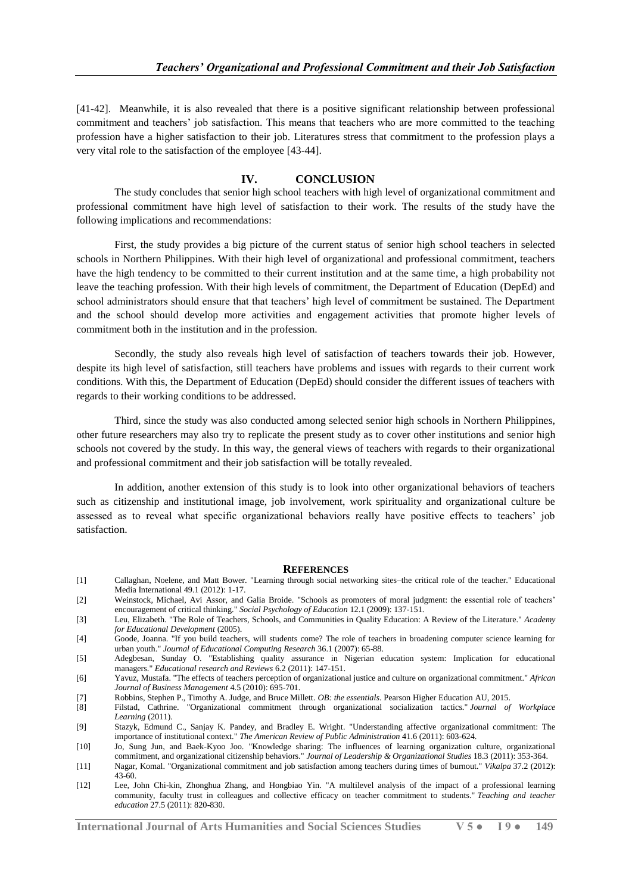[41-42]. Meanwhile, it is also revealed that there is a positive significant relationship between professional commitment and teachers' job satisfaction. This means that teachers who are more committed to the teaching profession have a higher satisfaction to their job. Literatures stress that commitment to the profession plays a very vital role to the satisfaction of the employee [43-44].

## IV. CONCLUSION

The study concludes that senior high school teachers with high level of organizational commitment and professional commitment have high level of satisfaction to their work. The results of the study have the following implications and recommendations:

First, the study provides a big picture of the current status of senior high school teachers in selected schools in Northern Philippines. With their high level of organizational and professional commitment, teachers have the high tendency to be committed to their current institution and at the same time, a high probability not leave the teaching profession. With their high levels of commitment, the Department of Education (DepEd) and school administrators should ensure that that teachers' high level of commitment be sustained. The Department and the school should develop more activities and engagement activities that promote higher levels of commitment both in the institution and in the profession.

Secondly, the study also reveals high level of satisfaction of teachers towards their job. However, despite its high level of satisfaction, still teachers have problems and issues with regards to their current work conditions. With this, the Department of Education (DepEd) should consider the different issues of teachers with regards to their working conditions to be addressed.

Third, since the study was also conducted among selected senior high schools in Northern Philippines, other future researchers may also try to replicate the present study as to cover other institutions and senior high schools not covered by the study. In this way, the general views of teachers with regards to their organizational and professional commitment and their job satisfaction will be totally revealed.

In addition, another extension of this study is to look into other organizational behaviors of teachers such as citizenship and institutional image, job involvement, work spirituality and organizational culture be assessed as to reveal what specific organizational behaviors really have positive effects to teachers' job satisfaction.

## REFERENCES

[1] Callaghan, Noelene, and Matt Bower. "Learning through social networking sites–the critical role of the teacher." Educational Media International 49.1 (2012): 1-17.

[2] Weinstock, Michael, Avi Assor, and Galia Broide. "Schools as promoters of moral judgment: the essential role of teachers' encouragement of critical thinking." *Social Psychology of Education* 12.1 (2009): 137-151.

[3] Leu, Elizabeth. "The Role of Teachers, Schools, and Communities in Quality Education: A Review of the Literature." *Academy for Educational Development* (2005).

[4] Goode, Joanna. "If you build teachers, will students come? The role of teachers in broadening computer science learning for urban youth." *Journal of Educational Computing Research* 36.1 (2007): 65-88.

[5] Adegbesan, Sunday O. "Establishing quality assurance in Nigerian education system: Implication for educational managers." *Educational research and Reviews* 6.2 (2011): 147-151.

[6] Yavuz, Mustafa. "The effects of teachers perception of organizational justice and culture on organizational commitment." *African Journal of Business Management* 4.5 (2010): 695-701.

[7] Robbins, Stephen P., Timothy A. Judge, and Bruce Millett. *OB: the essentials*. Pearson Higher Education AU, 2015.

[8] Filstad, Cathrine. "Organizational commitment through organizational socialization tactics." *Journal of Workplace Learning* (2011).

[9] Stazyk, Edmund C., Sanjay K. Pandey, and Bradley E. Wright. "Understanding affective organizational commitment: The importance of institutional context." *The American Review of Public Administration* 41.6 (2011): 603-624.

[10] Jo, Sung Jun, and Baek-Kyoo Joo. "Knowledge sharing: The influences of learning organization culture, organizational commitment, and organizational citizenship behaviors." *Journal of Leadership & Organizational Studies* 18.3 (2011): 353-364.

[11] Nagar, Komal. "Organizational commitment and job satisfaction among teachers during times of burnout." *Vikalpa* 37.2 (2012): 43-60.

[12] Lee, John Chi-kin, Zhonghua Zhang, and Hongbiao Yin. "A multilevel analysis of the impact of a professional learning community, faculty trust in colleagues and collective efficacy on teacher commitment to students." *Teaching and teacher education* 27.5 (2011): 820-830.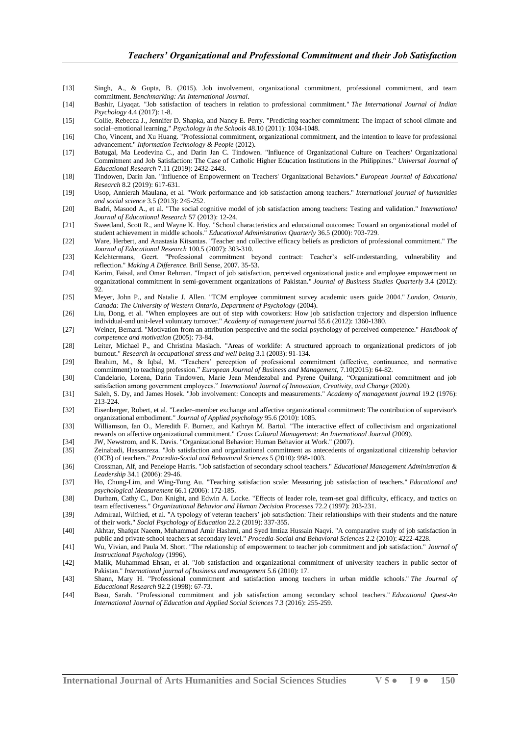[13] Singh, A., & Gupta, B. (2015). Job involvement, organizational commitment, professional commitment, and team commitment. *Benchmarking: An International Journal*.

[14] Bashir, Liyaqat. "Job satisfaction of teachers in relation to professional commitment." *The International Journal of Indian Psychology* 4.4 (2017): 1-8.

[15] Collie, Rebecca J., Jennifer D. Shapka, and Nancy E. Perry. "Predicting teacher commitment: The impact of school climate and social–emotional learning." *Psychology in the Schools* 48.10 (2011): 1034-1048.

[16] Cho, Vincent, and Xu Huang. "Professional commitment, organizational commitment, and the intention to leave for professional advancement." *Information Technology & People* (2012).

[17] Batugal, Ma Leodevina C., and Darin Jan C. Tindowen. "Influence of Organizational Culture on Teachers' Organizational Commitment and Job Satisfaction: The Case of Catholic Higher Education Institutions in the Philippines." *Universal Journal of Educational Research* 7.11 (2019): 2432-2443.

[18] Tindowen, Darin Jan. "Influence of Empowerment on Teachers' Organizational Behaviors." *European Journal of Educational Research* 8.2 (2019): 617-631.

[19] Usop, Annierah Maulana, et al. "Work performance and job satisfaction among teachers." *International journal of humanities and social science* 3.5 (2013): 245-252.

[20] Badri, Masood A., et al. "The social cognitive model of job satisfaction among teachers: Testing and validation." *International Journal of Educational Research* 57 (2013): 12-24.

[21] Sweetland, Scott R., and Wayne K. Hoy. "School characteristics and educational outcomes: Toward an organizational model of student achievement in middle schools." *Educational Administration Quarterly* 36.5 (2000): 703-729.

[22] Ware, Herbert, and Anastasia Kitsantas. "Teacher and collective efficacy beliefs as predictors of professional commitment." *The Journal of Educational Research* 100.5 (2007): 303-310.

[23] Kelchtermans, Geert. "Professional commitment beyond contract: Teacher's self-understanding, vulnerability and reflection." *Making A Difference*. Brill Sense, 2007. 35-53.

[24] Karim, Faisal, and Omar Rehman. "Impact of job satisfaction, perceived organizational justice and employee empowerment on organizational commitment in semi-government organizations of Pakistan." *Journal of Business Studies Quarterly* 3.4 (2012): 92.

[25] Meyer, John P., and Natalie J. Allen. "TCM employee commitment survey academic users guide 2004." *London, Ontario, Canada: The University of Western Ontario, Department of Psychology* (2004).

[26] Liu, Dong, et al. "When employees are out of step with coworkers: How job satisfaction trajectory and dispersion influence individual-and unit-level voluntary turnover." *Academy of management journal* 55.6 (2012): 1360-1380.

[27] Weiner, Bernard. "Motivation from an attribution perspective and the social psychology of perceived competence." *Handbook of competence and motivation* (2005): 73-84.

[28] Leiter, Michael P., and Christina Maslach. "Areas of worklife: A structured approach to organizational predictors of job burnout." *Research in occupational stress and well being* 3.1 (2003): 91-134.

[29] Ibrahim, M., & Iqbal, M. "Teachers' perception of professional commitment (affective, continuance, and normative commitment) to teaching profession." *European Journal of Business and Management*, 7.10(2015): 64-82.

[30] Candelario, Lorena, Darin Tindowen, Marie Jean Mendezabal and Pyrene Quilang. "Organizational commitment and job satisfaction among government employees." *International Journal of Innovation, Creativity, and Change* (2020).

[31] Saleh, S. Dy, and James Hosek. "Job involvement: Concepts and measurements." *Academy of management journal* 19.2 (1976): 213-224.

[32] Eisenberger, Robert, et al. "Leader–member exchange and affective organizational commitment: The contribution of supervisor's organizational embodiment." *Journal of Applied psychology* 95.6 (2010): 1085.

[33] Williamson, Ian O., Meredith F. Burnett, and Kathryn M. Bartol. "The interactive effect of collectivism and organizational rewards on affective organizational commitment." *Cross Cultural Management: An International Journal* (2009).

[34] JW, Newstrom, and K. Davis. "Organizational Behavior: Human Behavior at Work." (2007).

[35] Zeinabadi, Hassanreza. "Job satisfaction and organizational commitment as antecedents of organizational citizenship behavior (OCB) of teachers." *Procedia-Social and Behavioral Sciences* 5 (2010): 998-1003.

[36] Crossman, Alf, and Penelope Harris. "Job satisfaction of secondary school teachers." *Educational Management Administration & Leadership* 34.1 (2006): 29-46.

[37] Ho, Chung-Lim, and Wing-Tung Au. "Teaching satisfaction scale: Measuring job satisfaction of teachers." *Educational and psychological Measurement* 66.1 (2006): 172-185.

[38] Durham, Cathy C., Don Knight, and Edwin A. Locke. "Effects of leader role, team-set goal difficulty, efficacy, and tactics on team effectiveness." *Organizational Behavior and Human Decision Processes* 72.2 (1997): 203-231.

[39] Admiraal, Wilfried, et al. "A typology of veteran teachers' job satisfaction: Their relationships with their students and the nature of their work." *Social Psychology of Education* 22.2 (2019): 337-355.

[40] Akhtar, Shafqat Naeem, Muhammad Amir Hashmi, and Syed Imtiaz Hussain Naqvi. "A comparative study of job satisfaction in public and private school teachers at secondary level." *Procedia-Social and Behavioral Sciences* 2.2 (2010): 4222-4228.

[41] Wu, Vivian, and Paula M. Short. "The relationship of empowerment to teacher job commitment and job satisfaction." *Journal of Instructional Psychology* (1996).

[42] Malik, Muhammad Ehsan, et al. "Job satisfaction and organizational commitment of university teachers in public sector of Pakistan." *International journal of business and management* 5.6 (2010): 17.

[43] Shann, Mary H. "Professional commitment and satisfaction among teachers in urban middle schools." *The Journal of Educational Research* 92.2 (1998): 67-73.

[44] Basu, Sarah. "Professional commitment and job satisfaction among secondary school teachers." *Educational Quest-An International Journal of Education and Applied Social Sciences* 7.3 (2016): 255-259.